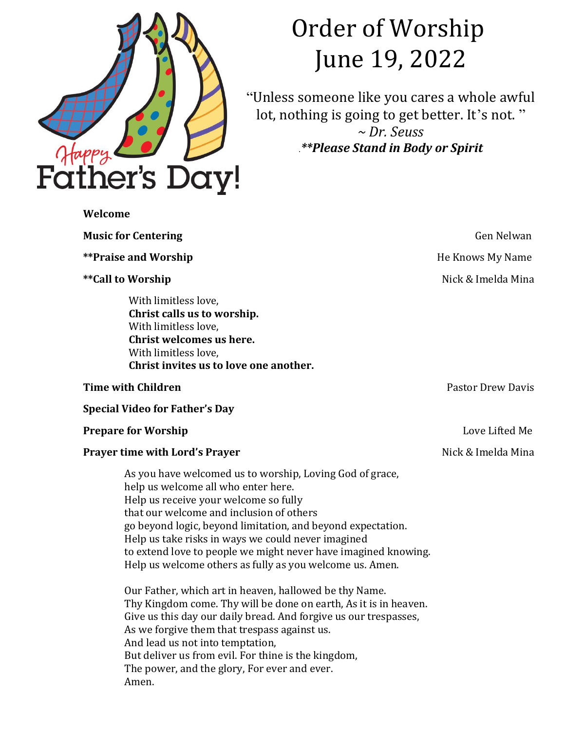Happy Father's Day!

# Order of Worship
# June 19, 2022

"Unless someone like you cares a whole awful lot, nothing is going to get better. It's not. "
*~ Dr. Seuss*

***\*\*Please Stand in Body or Spirit***

**Welcome**

**Music for Centering** — Gen Nelwan

**\*\*Praise and Worship** — He Knows My Name

**\*\*Call to Worship** — Nick & Imelda Mina

With limitless love,
**Christ calls us to worship.**
With limitless love,
**Christ welcomes us here.**
With limitless love,
**Christ invites us to love one another.**

**Time with Children** — Pastor Drew Davis

**Special Video for Father's Day**

**Prepare for Worship** — Love Lifted Me

**Prayer time with Lord's Prayer** — Nick & Imelda Mina

As you have welcomed us to worship, Loving God of grace,
help us welcome all who enter here.
Help us receive your welcome so fully
that our welcome and inclusion of others
go beyond logic, beyond limitation, and beyond expectation.
Help us take risks in ways we could never imagined
to extend love to people we might never have imagined knowing.
Help us welcome others as fully as you welcome us. Amen.

Our Father, which art in heaven, hallowed be thy Name.
Thy Kingdom come. Thy will be done on earth, As it is in heaven.
Give us this day our daily bread. And forgive us our trespasses,
As we forgive them that trespass against us.
And lead us not into temptation,
But deliver us from evil. For thine is the kingdom,
The power, and the glory, For ever and ever.
Amen.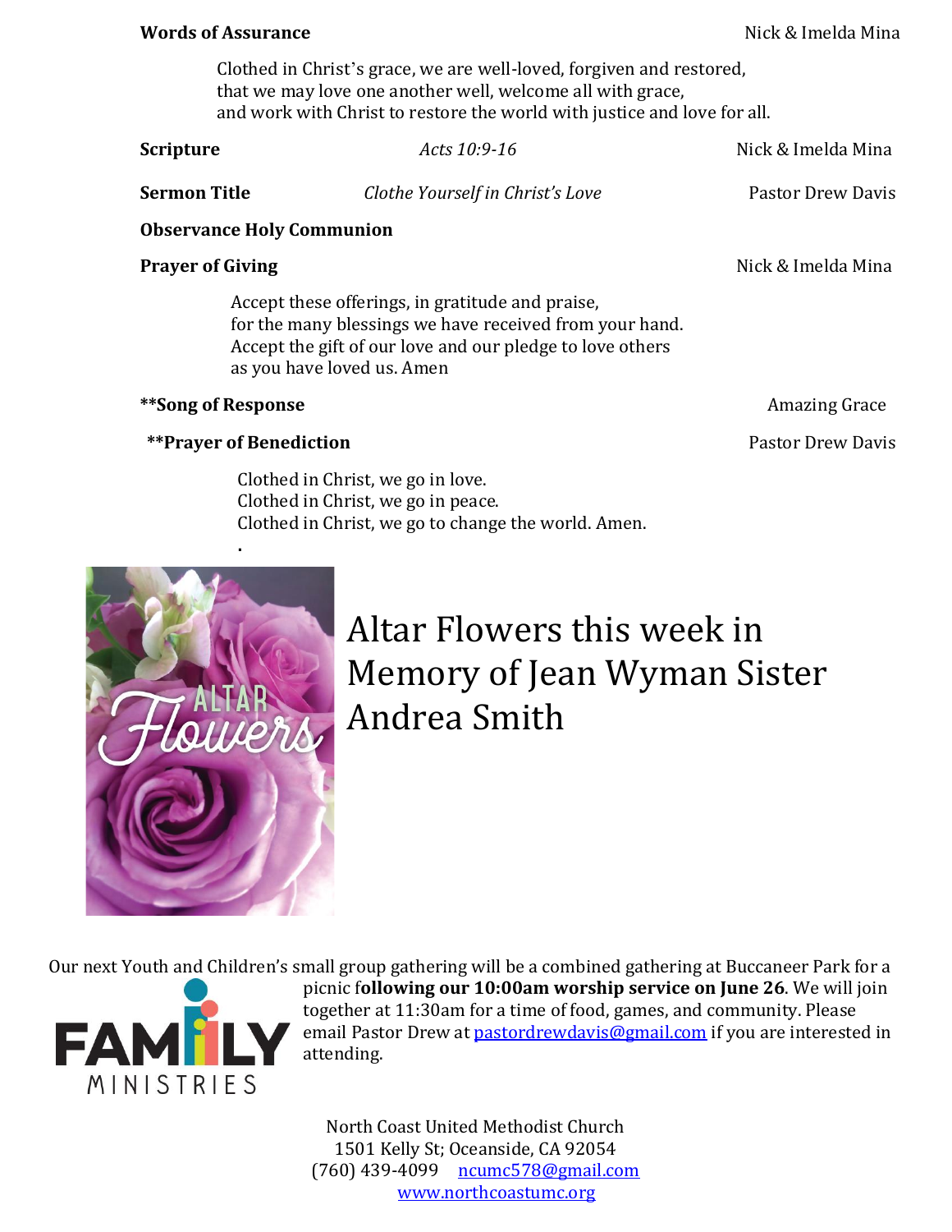**Words of Assurance** Nick & Imelda Mina

Clothed in Christ's grace, we are well-loved, forgiven and restored,
that we may love one another well, welcome all with grace,
and work with Christ to restore the world with justice and love for all.

**Scripture** *Acts 10:9-16* Nick & Imelda Mina

**Sermon Title** *Clothe Yourself in Christ's Love* Pastor Drew Davis

**Observance Holy Communion**

**Prayer of Giving** Nick & Imelda Mina

Accept these offerings, in gratitude and praise,
for the many blessings we have received from your hand.
Accept the gift of our love and our pledge to love others
as you have loved us. Amen

**\*\*Song of Response** Amazing Grace

**\*\*Prayer of Benediction** Pastor Drew Davis

Clothed in Christ, we go in love.
Clothed in Christ, we go in peace.
Clothed in Christ, we go to change the world. Amen.

.

# Altar Flowers this week in Memory of Jean Wyman Sister Andrea Smith

Our next Youth and Children's small group gathering will be a combined gathering at Buccaneer Park for a picnic f**ollowing our 10:00am worship service on June 26**. We will join together at 11:30am for a time of food, games, and community. Please email Pastor Drew at pastordrewdavis@gmail.com if you are interested in attending.

North Coast United Methodist Church
1501 Kelly St; Oceanside, CA 92054
(760) 439-4099 ncumc578@gmail.com
www.northcoastumc.org